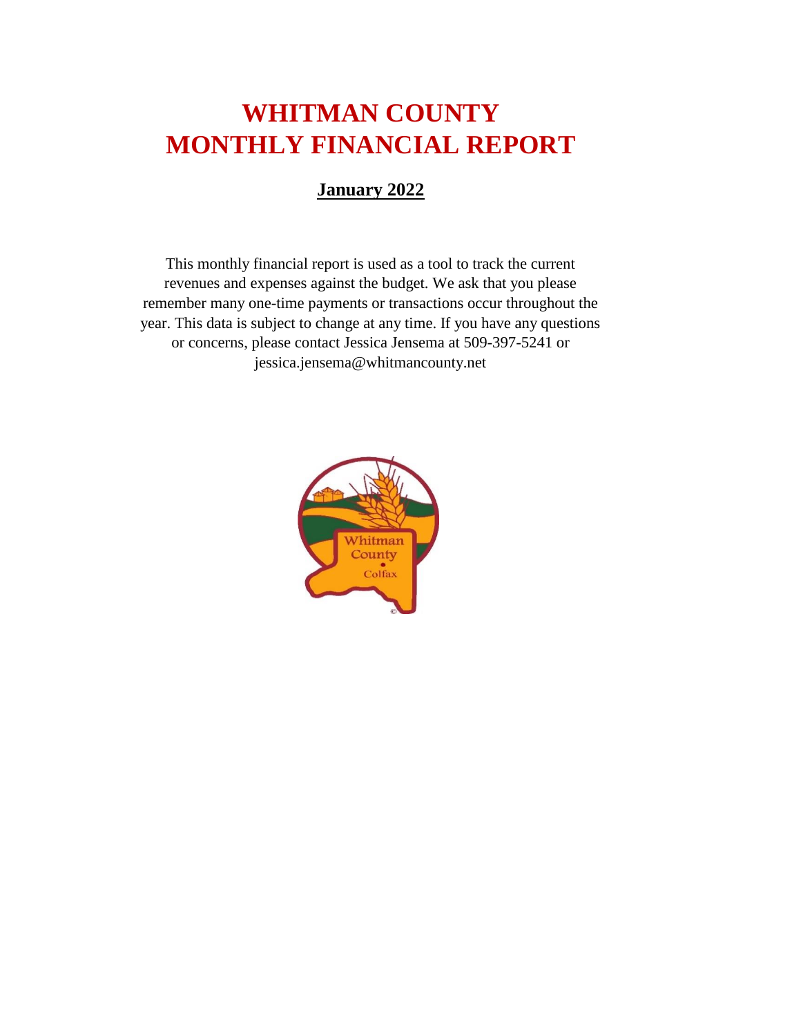# WHITMAN COUNTY
# MONTHLY FINANCIAL REPORT

## January 2022

This monthly financial report is used as a tool to track the current revenues and expenses against the budget. We ask that you please remember many one-time payments or transactions occur throughout the year. This data is subject to change at any time. If you have any questions or concerns, please contact Jessica Jensema at 509-397-5241 or jessica.jensema@whitmancounty.net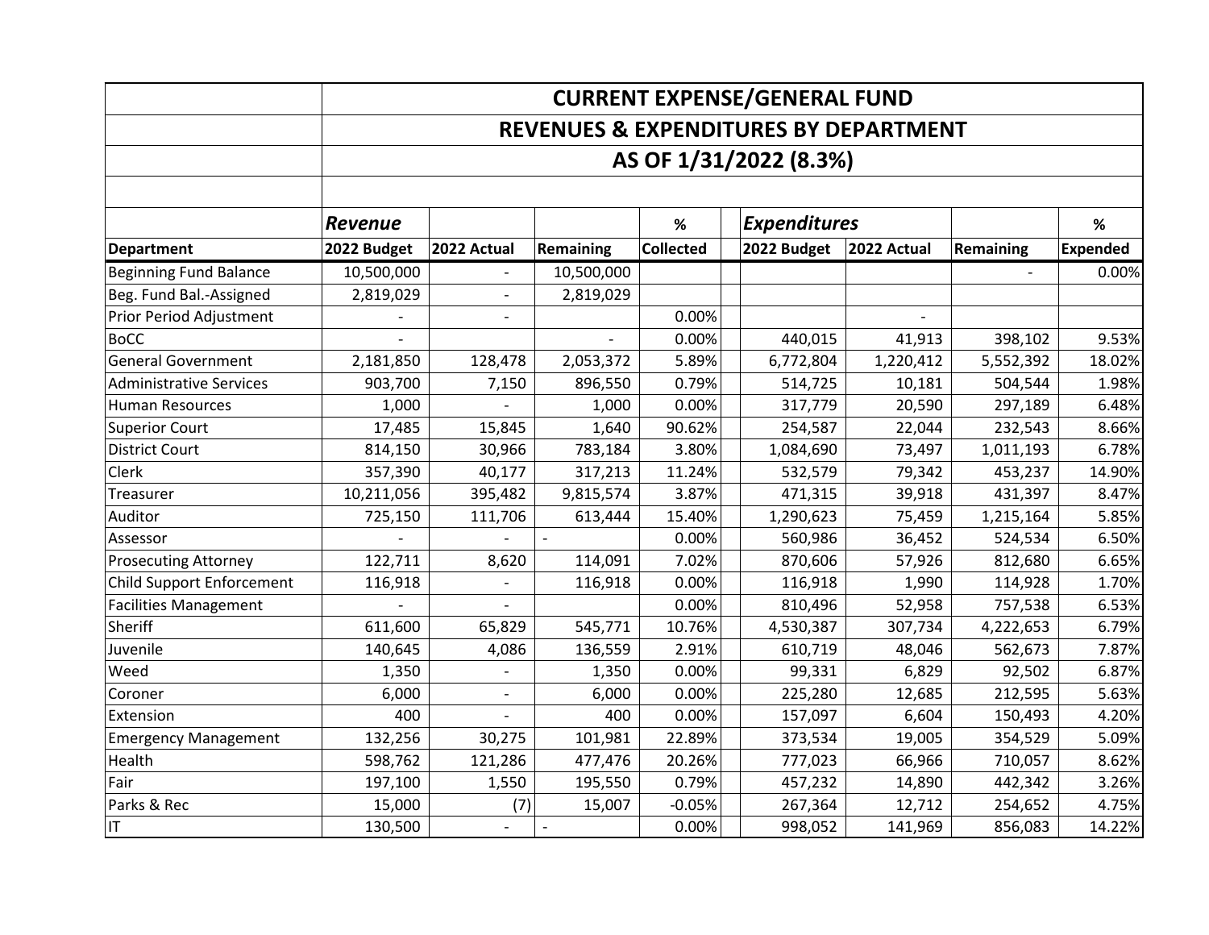| | CURRENT EXPENSE/GENERAL FUND | | | | | | | | |
|---|---|---|---|---|---|---|---|---|---|
| | REVENUES & EXPENDITURES BY DEPARTMENT | | | | | | | | |
| | AS OF 1/31/2022 (8.3%) | | | | | | | | |
| | | | | | | | | | |
| | ***Revenue*** | | | **%** | | ***Expenditures*** | | | **%** |
| **Department** | **2022 Budget** | **2022 Actual** | **Remaining** | **Collected** | | **2022 Budget** | **2022 Actual** | **Remaining** | **Expended** |
| Beginning Fund Balance | 10,500,000 | - | 10,500,000 | | | | | - | 0.00% |
| Beg. Fund Bal.-Assigned | 2,819,029 | - | 2,819,029 | | | | | | |
| Prior Period Adjustment | - | - | | 0.00% | | | - | | |
| BoCC | - | | - | 0.00% | | 440,015 | 41,913 | 398,102 | 9.53% |
| General Government | 2,181,850 | 128,478 | 2,053,372 | 5.89% | | 6,772,804 | 1,220,412 | 5,552,392 | 18.02% |
| Administrative Services | 903,700 | 7,150 | 896,550 | 0.79% | | 514,725 | 10,181 | 504,544 | 1.98% |
| Human Resources | 1,000 | - | 1,000 | 0.00% | | 317,779 | 20,590 | 297,189 | 6.48% |
| Superior Court | 17,485 | 15,845 | 1,640 | 90.62% | | 254,587 | 22,044 | 232,543 | 8.66% |
| District Court | 814,150 | 30,966 | 783,184 | 3.80% | | 1,084,690 | 73,497 | 1,011,193 | 6.78% |
| Clerk | 357,390 | 40,177 | 317,213 | 11.24% | | 532,579 | 79,342 | 453,237 | 14.90% |
| Treasurer | 10,211,056 | 395,482 | 9,815,574 | 3.87% | | 471,315 | 39,918 | 431,397 | 8.47% |
| Auditor | 725,150 | 111,706 | 613,444 | 15.40% | | 1,290,623 | 75,459 | 1,215,164 | 5.85% |
| Assessor | - | - | - | 0.00% | | 560,986 | 36,452 | 524,534 | 6.50% |
| Prosecuting Attorney | 122,711 | 8,620 | 114,091 | 7.02% | | 870,606 | 57,926 | 812,680 | 6.65% |
| Child Support Enforcement | 116,918 | - | 116,918 | 0.00% | | 116,918 | 1,990 | 114,928 | 1.70% |
| Facilities Management | - | - | | 0.00% | | 810,496 | 52,958 | 757,538 | 6.53% |
| Sheriff | 611,600 | 65,829 | 545,771 | 10.76% | | 4,530,387 | 307,734 | 4,222,653 | 6.79% |
| Juvenile | 140,645 | 4,086 | 136,559 | 2.91% | | 610,719 | 48,046 | 562,673 | 7.87% |
| Weed | 1,350 | - | 1,350 | 0.00% | | 99,331 | 6,829 | 92,502 | 6.87% |
| Coroner | 6,000 | - | 6,000 | 0.00% | | 225,280 | 12,685 | 212,595 | 5.63% |
| Extension | 400 | - | 400 | 0.00% | | 157,097 | 6,604 | 150,493 | 4.20% |
| Emergency Management | 132,256 | 30,275 | 101,981 | 22.89% | | 373,534 | 19,005 | 354,529 | 5.09% |
| Health | 598,762 | 121,286 | 477,476 | 20.26% | | 777,023 | 66,966 | 710,057 | 8.62% |
| Fair | 197,100 | 1,550 | 195,550 | 0.79% | | 457,232 | 14,890 | 442,342 | 3.26% |
| Parks & Rec | 15,000 | (7) | 15,007 | -0.05% | | 267,364 | 12,712 | 254,652 | 4.75% |
| IT | 130,500 | - | - | 0.00% | | 998,052 | 141,969 | 856,083 | 14.22% |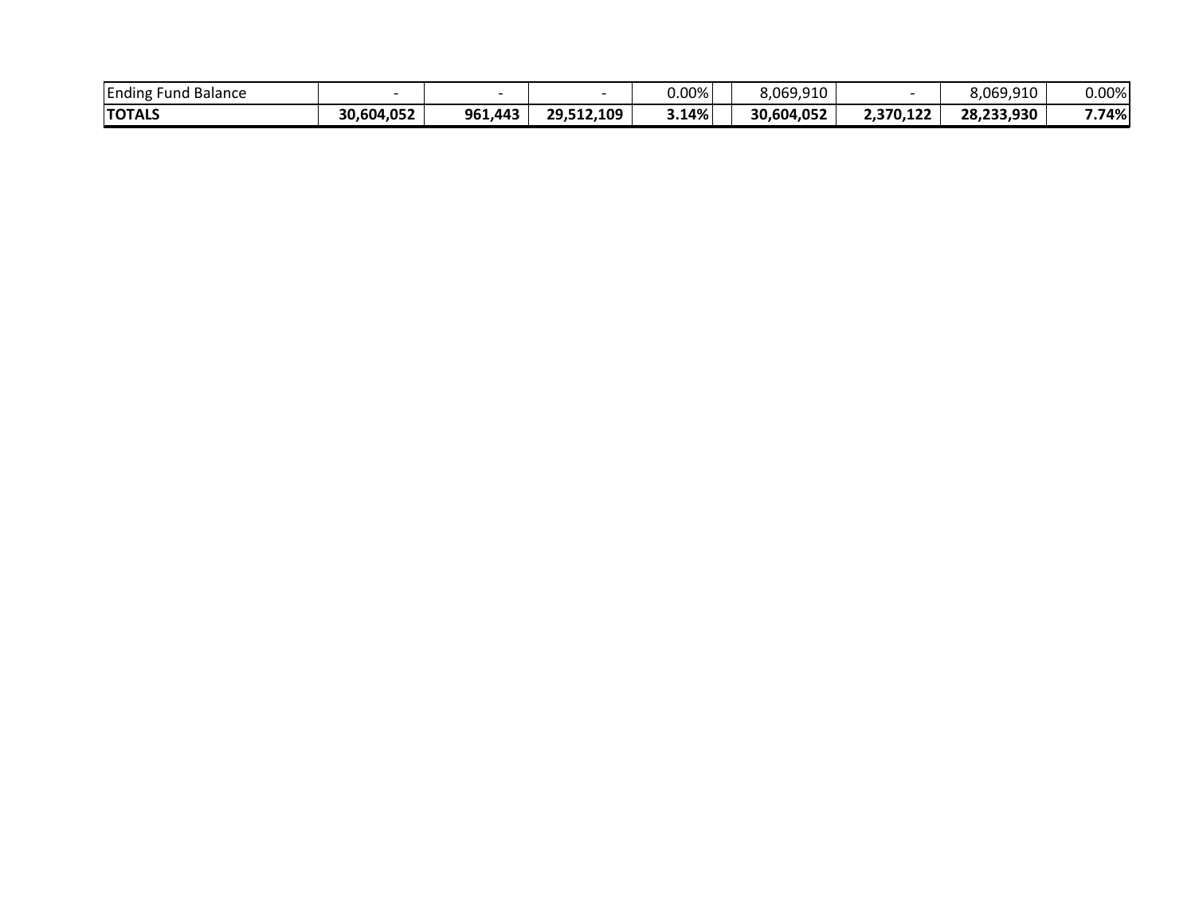|  |  |  |  |  |  |  |  |  |  |
|---|---|---|---|---|---|---|---|---|---|
| Ending Fund Balance | - | - | - | 0.00% |  | 8,069,910 | - | 8,069,910 | 0.00% |
| **TOTALS** | **30,604,052** | **961,443** | **29,512,109** | **3.14%** |  | **30,604,052** | **2,370,122** | **28,233,930** | **7.74%** |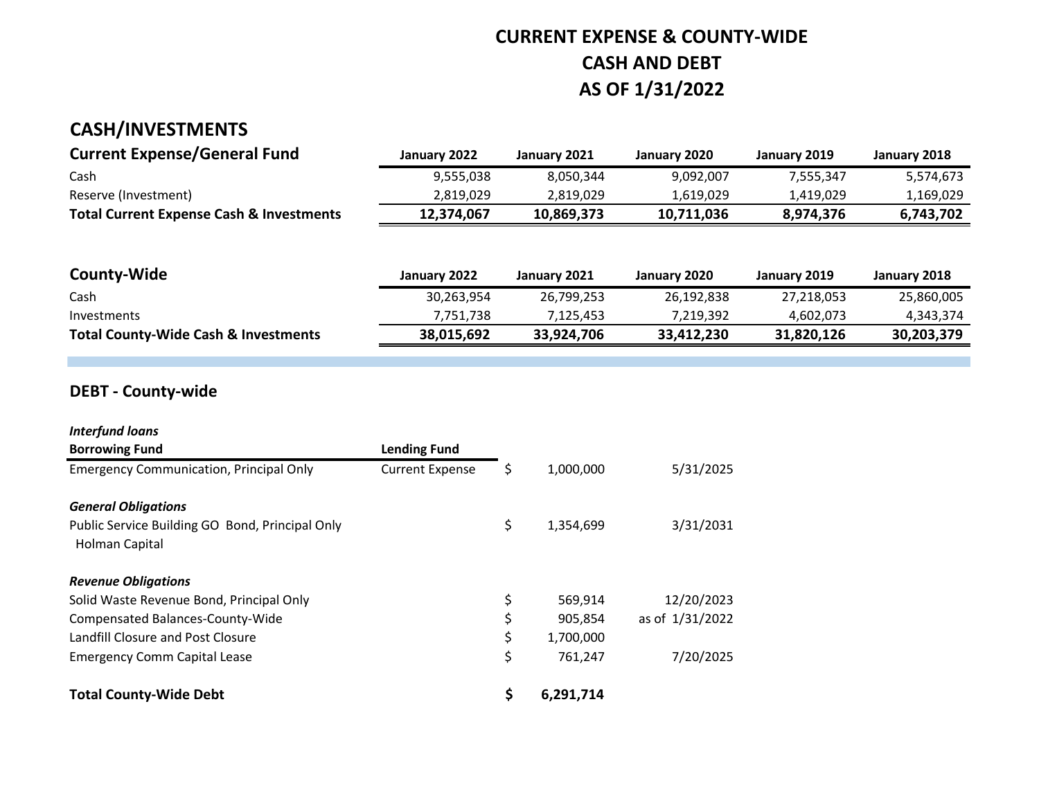# CURRENT EXPENSE & COUNTY-WIDE
# CASH AND DEBT
# AS OF 1/31/2022

## CASH/INVESTMENTS

| **Current Expense/General Fund** | **January 2022** | **January 2021** | **January 2020** | **January 2019** | **January 2018** |
|---|---|---|---|---|---|
| Cash | 9,555,038 | 8,050,344 | 9,092,007 | 7,555,347 | 5,574,673 |
| Reserve (Investment) | 2,819,029 | 2,819,029 | 1,619,029 | 1,419,029 | 1,169,029 |
| **Total Current Expense Cash & Investments** | **12,374,067** | **10,869,373** | **10,711,036** | **8,974,376** | **6,743,702** |

| **County-Wide** | **January 2022** | **January 2021** | **January 2020** | **January 2019** | **January 2018** |
|---|---|---|---|---|---|
| Cash | 30,263,954 | 26,799,253 | 26,192,838 | 27,218,053 | 25,860,005 |
| Investments | 7,751,738 | 7,125,453 | 7,219,392 | 4,602,073 | 4,343,374 |
| **Total County-Wide Cash & Investments** | **38,015,692** | **33,924,706** | **33,412,230** | **31,820,126** | **30,203,379** |

## DEBT - County-wide

| | | | |
|---|---|---|---|
| ***Interfund loans*** | | | |
| **Borrowing Fund** | **Lending Fund** | | |
| Emergency Communication, Principal Only | Current Expense | $ 1,000,000 | 5/31/2025 |
| ***General Obligations*** | | | |
| Public Service Building GO Bond, Principal Only Holman Capital | | $ 1,354,699 | 3/31/2031 |
| ***Revenue Obligations*** | | | |
| Solid Waste Revenue Bond, Principal Only | | $ 569,914 | 12/20/2023 |
| Compensated Balances-County-Wide | | $ 905,854 | as of 1/31/2022 |
| Landfill Closure and Post Closure | | $ 1,700,000 | |
| Emergency Comm Capital Lease | | $ 761,247 | 7/20/2025 |
| **Total County-Wide Debt** | | **$ 6,291,714** | |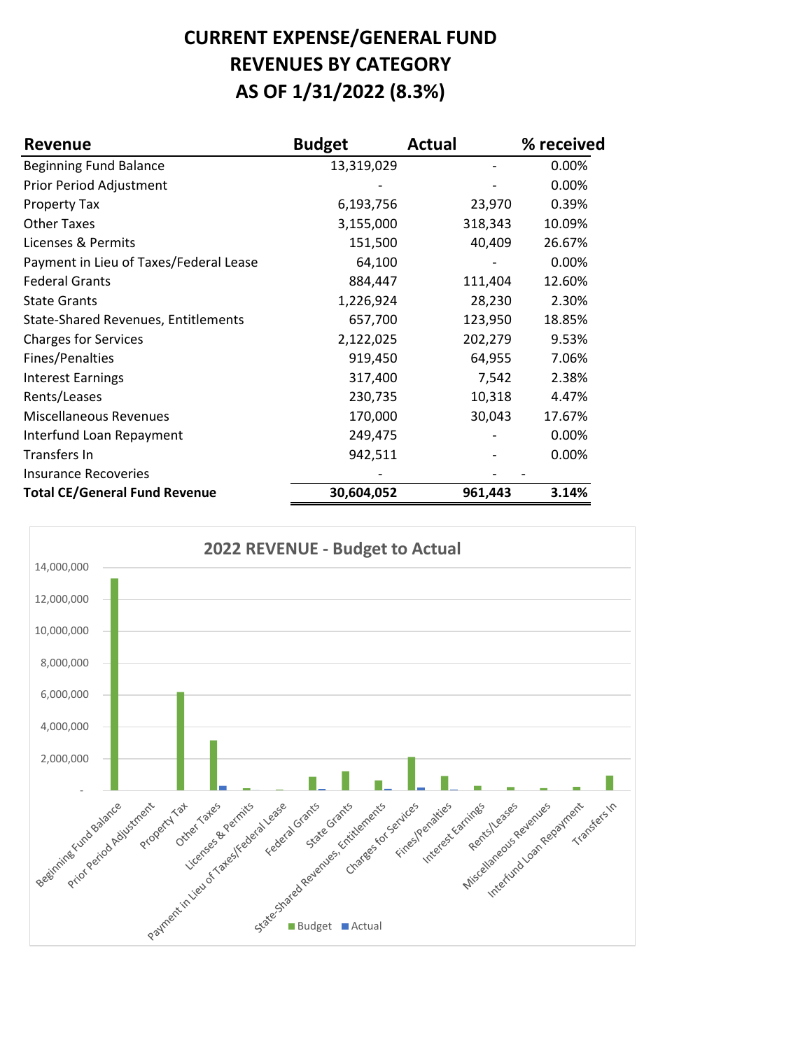# CURRENT EXPENSE/GENERAL FUND
# REVENUES BY CATEGORY
# AS OF 1/31/2022 (8.3%)

| Revenue | Budget | Actual | % received |
|---|---|---|---|
| Beginning Fund Balance | 13,319,029 | - | 0.00% |
| Prior Period Adjustment | - | - | 0.00% |
| Property Tax | 6,193,756 | 23,970 | 0.39% |
| Other Taxes | 3,155,000 | 318,343 | 10.09% |
| Licenses & Permits | 151,500 | 40,409 | 26.67% |
| Payment in Lieu of Taxes/Federal Lease | 64,100 | - | 0.00% |
| Federal Grants | 884,447 | 111,404 | 12.60% |
| State Grants | 1,226,924 | 28,230 | 2.30% |
| State-Shared Revenues, Entitlements | 657,700 | 123,950 | 18.85% |
| Charges for Services | 2,122,025 | 202,279 | 9.53% |
| Fines/Penalties | 919,450 | 64,955 | 7.06% |
| Interest Earnings | 317,400 | 7,542 | 2.38% |
| Rents/Leases | 230,735 | 10,318 | 4.47% |
| Miscellaneous Revenues | 170,000 | 30,043 | 17.67% |
| Interfund Loan Repayment | 249,475 | - | 0.00% |
| Transfers In | 942,511 | - | 0.00% |
| Insurance Recoveries | - | - | - |
| **Total CE/General Fund Revenue** | **30,604,052** | **961,443** | **3.14%** |

**2022 REVENUE - Budget to Actual**

| Category | Budget | Actual |
|---|---|---|
| Beginning Fund Balance | 13,319,029 | - |
| Prior Period Adjustment | - | - |
| Property Tax | 6,193,756 | 23,970 |
| Other Taxes | 3,155,000 | 318,343 |
| Licenses & Permits | 151,500 | 40,409 |
| Payment in Lieu of Taxes/Federal Lease | 64,100 | - |
| Federal Grants | 884,447 | 111,404 |
| State Grants | 1,226,924 | 28,230 |
| State-Shared Revenues, Entitlements | 657,700 | 123,950 |
| Charges for Services | 2,122,025 | 202,279 |
| Fines/Penalties | 919,450 | 64,955 |
| Interest Earnings | 317,400 | 7,542 |
| Rents/Leases | 230,735 | 10,318 |
| Miscellaneous Revenues | 170,000 | 30,043 |
| Interfund Loan Repayment | 249,475 | - |
| Transfers In | 942,511 | - |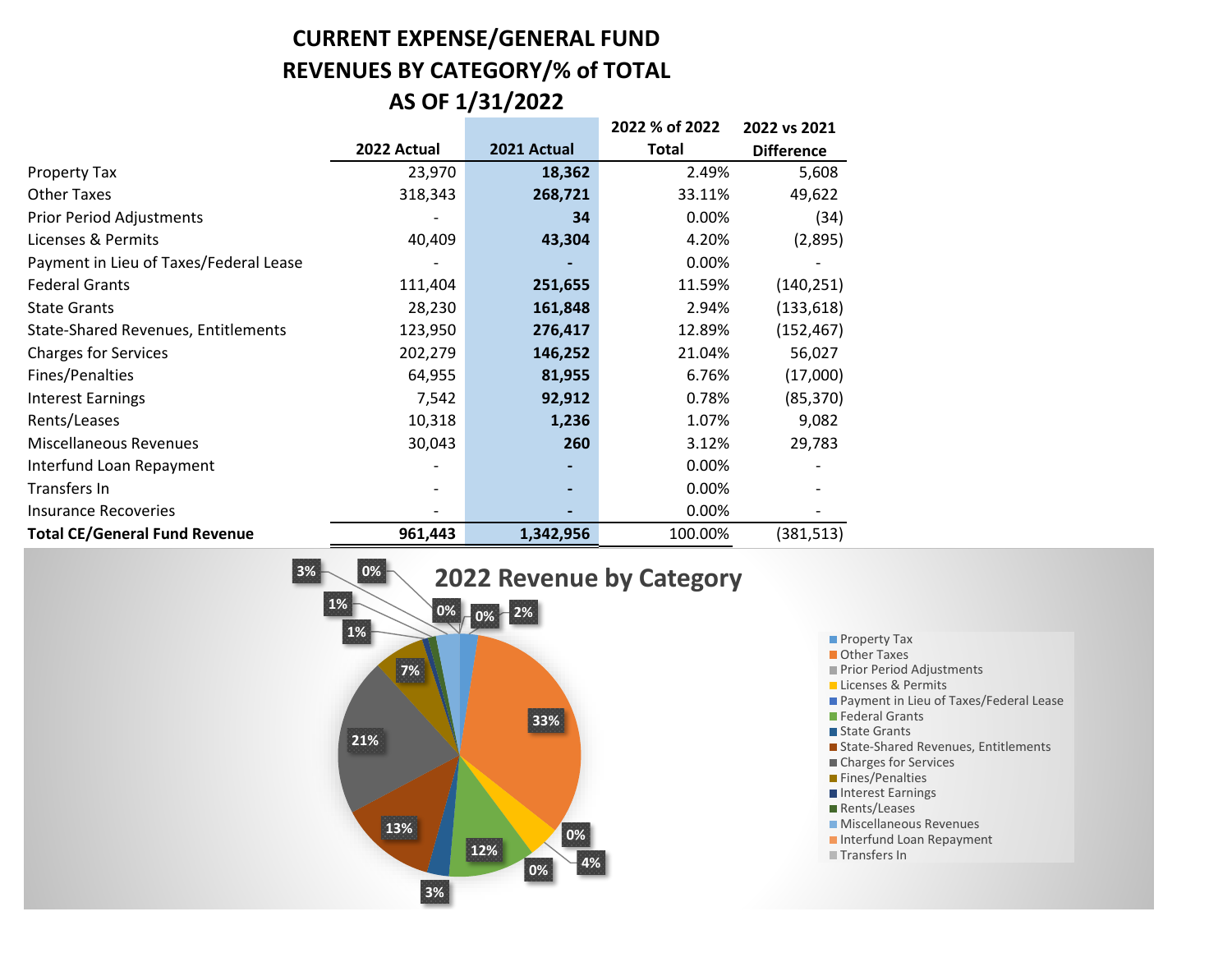# CURRENT EXPENSE/GENERAL FUND
# REVENUES BY CATEGORY/% of TOTAL
# AS OF 1/31/2022

| | 2022 Actual | 2021 Actual | 2022 % of 2022 Total | 2022 vs 2021 Difference |
|---|---|---|---|---|
| Property Tax | 23,970 | **18,362** | 2.49% | 5,608 |
| Other Taxes | 318,343 | **268,721** | 33.11% | 49,622 |
| Prior Period Adjustments | - | **34** | 0.00% | (34) |
| Licenses & Permits | 40,409 | **43,304** | 4.20% | (2,895) |
| Payment in Lieu of Taxes/Federal Lease | - | **-** | 0.00% | - |
| Federal Grants | 111,404 | **251,655** | 11.59% | (140,251) |
| State Grants | 28,230 | **161,848** | 2.94% | (133,618) |
| State-Shared Revenues, Entitlements | 123,950 | **276,417** | 12.89% | (152,467) |
| Charges for Services | 202,279 | **146,252** | 21.04% | 56,027 |
| Fines/Penalties | 64,955 | **81,955** | 6.76% | (17,000) |
| Interest Earnings | 7,542 | **92,912** | 0.78% | (85,370) |
| Rents/Leases | 10,318 | **1,236** | 1.07% | 9,082 |
| Miscellaneous Revenues | 30,043 | **260** | 3.12% | 29,783 |
| Interfund Loan Repayment | - | **-** | 0.00% | - |
| Transfers In | - | **-** | 0.00% | - |
| Insurance Recoveries | - | **-** | 0.00% | - |
| **Total CE/General Fund Revenue** | **961,443** | **1,342,956** | 100.00% | (381,513) |

## 2022 Revenue by Category

| Category | % |
|---|---|
| Property Tax | 2% |
| Other Taxes | 33% |
| Prior Period Adjustments | 0% |
| Licenses & Permits | 4% |
| Payment in Lieu of Taxes/Federal Lease | 0% |
| Federal Grants | 12% |
| State Grants | 3% |
| State-Shared Revenues, Entitlements | 13% |
| Charges for Services | 21% |
| Fines/Penalties | 7% |
| Interest Earnings | 1% |
| Rents/Leases | 1% |
| Miscellaneous Revenues | 3% |
| Interfund Loan Repayment | 0% |
| Transfers In | 0% |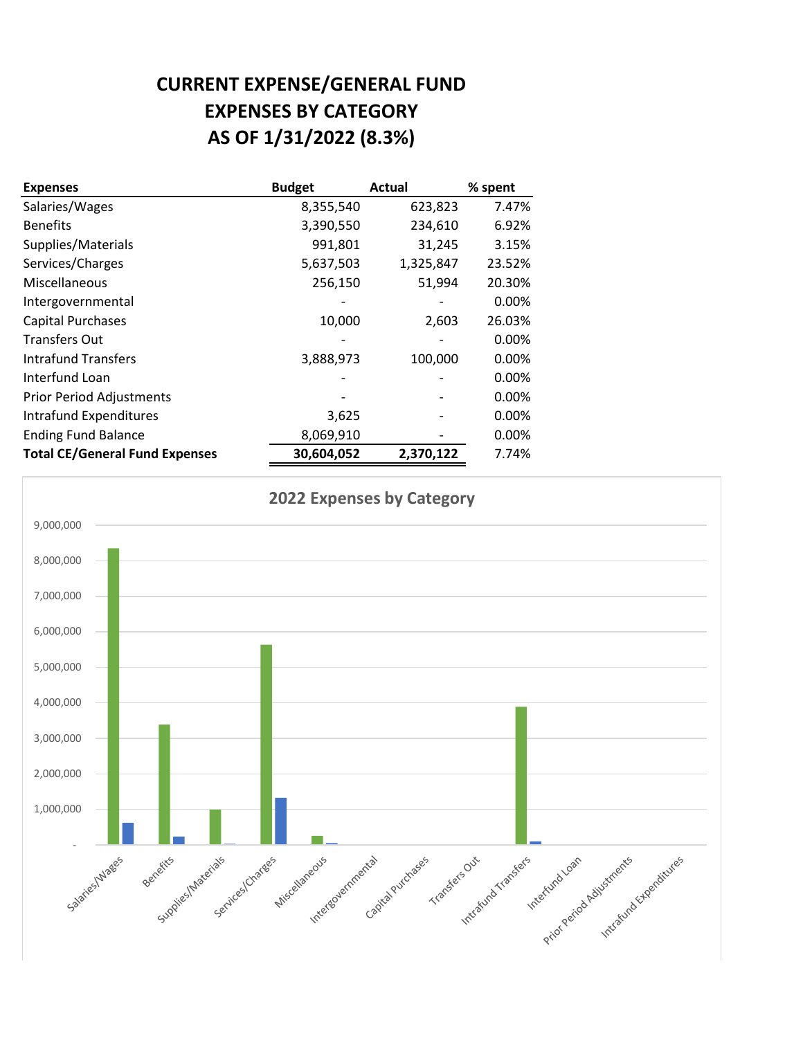# CURRENT EXPENSE/GENERAL FUND
# EXPENSES BY CATEGORY
# AS OF 1/31/2022 (8.3%)

| Expenses | Budget | Actual | % spent |
|---|---|---|---|
| Salaries/Wages | 8,355,540 | 623,823 | 7.47% |
| Benefits | 3,390,550 | 234,610 | 6.92% |
| Supplies/Materials | 991,801 | 31,245 | 3.15% |
| Services/Charges | 5,637,503 | 1,325,847 | 23.52% |
| Miscellaneous | 256,150 | 51,994 | 20.30% |
| Intergovernmental | - | - | 0.00% |
| Capital Purchases | 10,000 | 2,603 | 26.03% |
| Transfers Out | - | - | 0.00% |
| Intrafund Transfers | 3,888,973 | 100,000 | 0.00% |
| Interfund Loan | - | - | 0.00% |
| Prior Period Adjustments | - | - | 0.00% |
| Intrafund Expenditures | 3,625 | - | 0.00% |
| Ending Fund Balance | 8,069,910 | - | 0.00% |
| **Total CE/General Fund Expenses** | **30,604,052** | **2,370,122** | 7.74% |

## 2022 Expenses by Category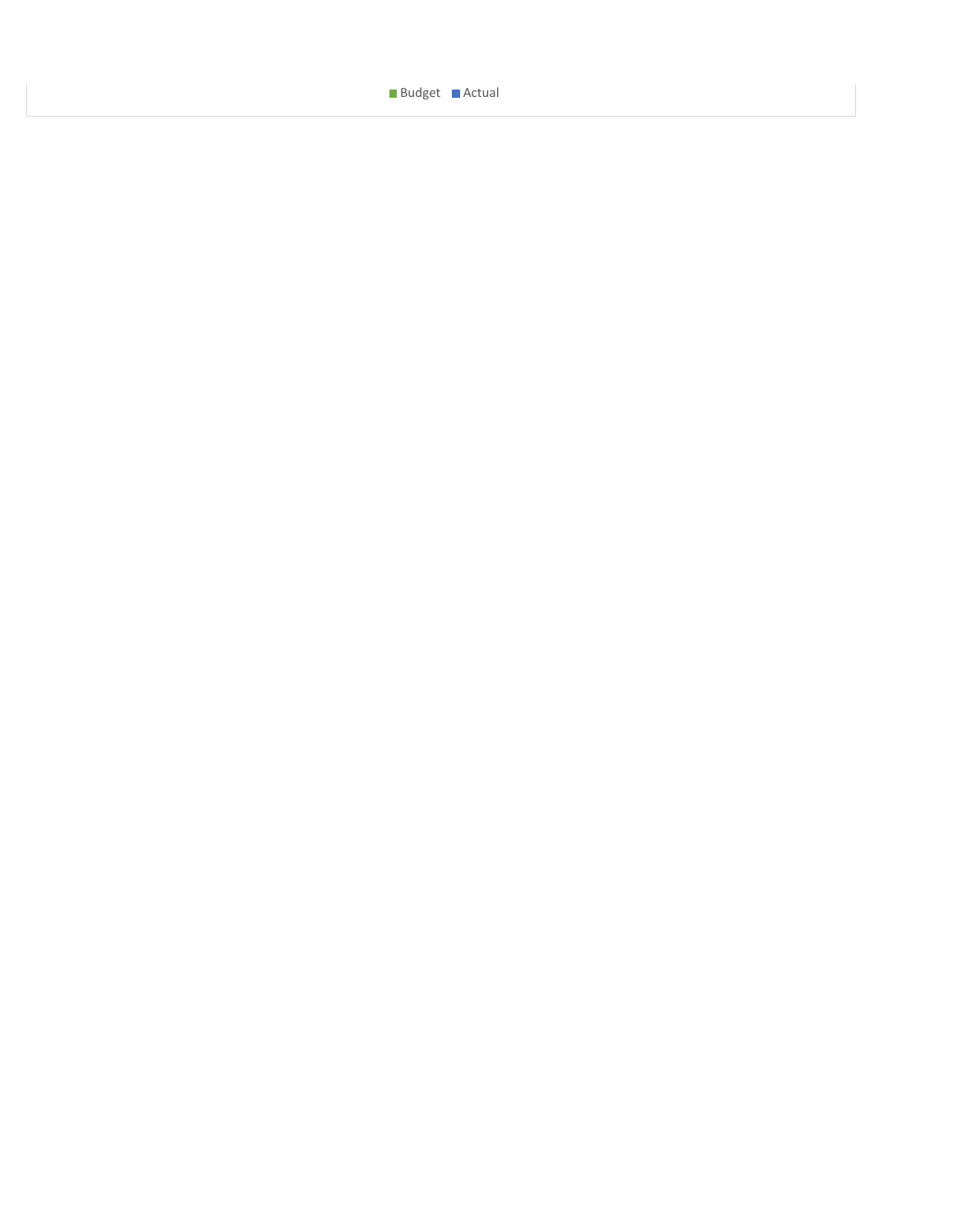Budget Actual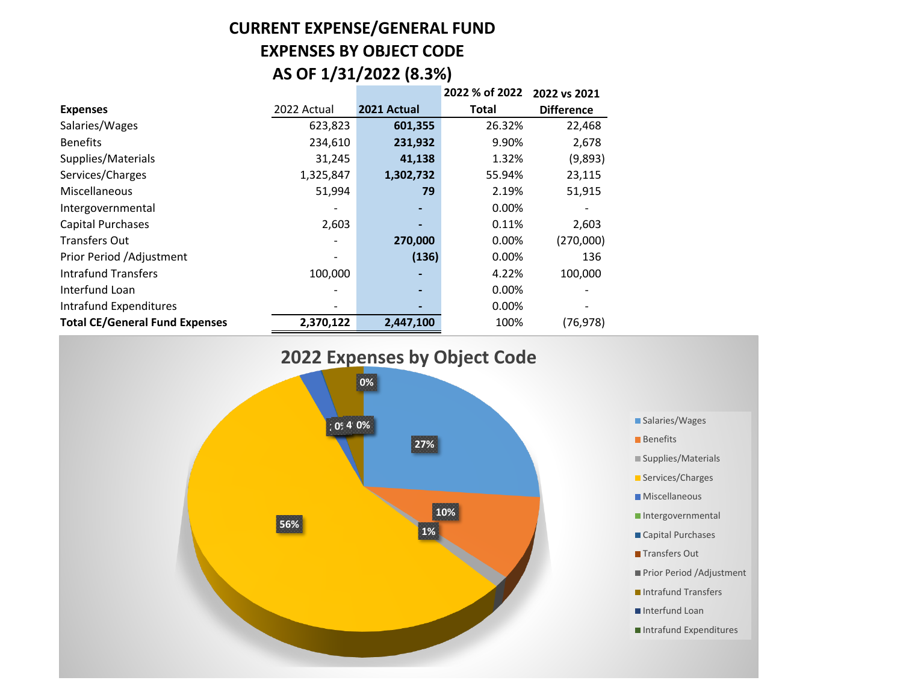# CURRENT EXPENSE/GENERAL FUND
# EXPENSES BY OBJECT CODE
# AS OF 1/31/2022 (8.3%)

| Expenses | 2022 Actual | 2021 Actual | 2022 % of 2022 Total | 2022 vs 2021 Difference |
|---|---|---|---|---|
| Salaries/Wages | 623,823 | **601,355** | 26.32% | 22,468 |
| Benefits | 234,610 | **231,932** | 9.90% | 2,678 |
| Supplies/Materials | 31,245 | **41,138** | 1.32% | (9,893) |
| Services/Charges | 1,325,847 | **1,302,732** | 55.94% | 23,115 |
| Miscellaneous | 51,994 | **79** | 2.19% | 51,915 |
| Intergovernmental | - | **-** | 0.00% | - |
| Capital Purchases | 2,603 | **-** | 0.11% | 2,603 |
| Transfers Out | - | **270,000** | 0.00% | (270,000) |
| Prior Period /Adjustment | - | **(136)** | 0.00% | 136 |
| Intrafund Transfers | 100,000 | **-** | 4.22% | 100,000 |
| Interfund Loan | - | **-** | 0.00% | - |
| Intrafund Expenditures | - | **-** | 0.00% | - |
| **Total CE/General Fund Expenses** | **2,370,122** | **2,447,100** | 100% | (76,978) |

## 2022 Expenses by Object Code

| Category | Share |
|---|---|
| Salaries/Wages | 27% |
| Benefits | 10% |
| Supplies/Materials | 1% |
| Services/Charges | 56% |
| Miscellaneous | |
| Intergovernmental | |
| Capital Purchases | |
| Transfers Out | |
| Prior Period /Adjustment | |
| Intrafund Transfers | |
| Interfund Loan | |
| Intrafund Expenditures | |

Other chart labels: 0%, 0%, 4%, 0%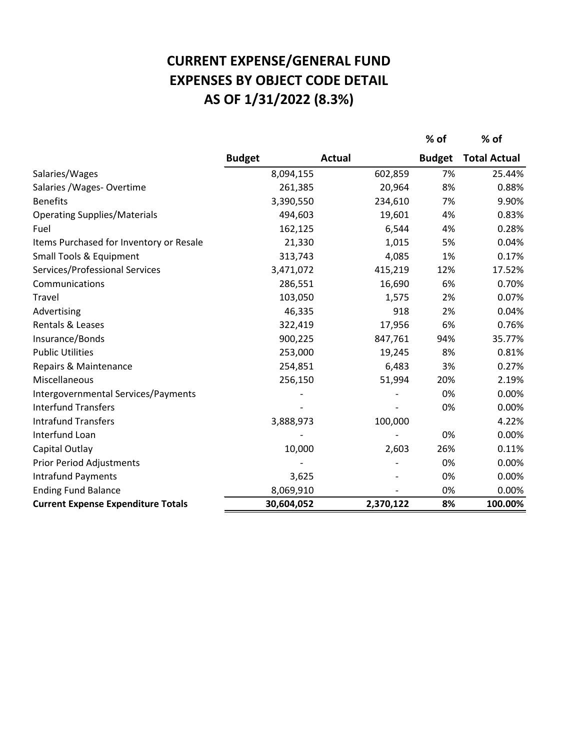# CURRENT EXPENSE/GENERAL FUND
# EXPENSES BY OBJECT CODE DETAIL
# AS OF 1/31/2022 (8.3%)

| | Budget | Actual | % of Budget | % of Total Actual |
|---|---|---|---|---|
| Salaries/Wages | 8,094,155 | 602,859 | 7% | 25.44% |
| Salaries /Wages- Overtime | 261,385 | 20,964 | 8% | 0.88% |
| Benefits | 3,390,550 | 234,610 | 7% | 9.90% |
| Operating Supplies/Materials | 494,603 | 19,601 | 4% | 0.83% |
| Fuel | 162,125 | 6,544 | 4% | 0.28% |
| Items Purchased for Inventory or Resale | 21,330 | 1,015 | 5% | 0.04% |
| Small Tools & Equipment | 313,743 | 4,085 | 1% | 0.17% |
| Services/Professional Services | 3,471,072 | 415,219 | 12% | 17.52% |
| Communications | 286,551 | 16,690 | 6% | 0.70% |
| Travel | 103,050 | 1,575 | 2% | 0.07% |
| Advertising | 46,335 | 918 | 2% | 0.04% |
| Rentals & Leases | 322,419 | 17,956 | 6% | 0.76% |
| Insurance/Bonds | 900,225 | 847,761 | 94% | 35.77% |
| Public Utilities | 253,000 | 19,245 | 8% | 0.81% |
| Repairs & Maintenance | 254,851 | 6,483 | 3% | 0.27% |
| Miscellaneous | 256,150 | 51,994 | 20% | 2.19% |
| Intergovernmental Services/Payments | - | - | 0% | 0.00% |
| Interfund Transfers | - | - | 0% | 0.00% |
| Intrafund Transfers | 3,888,973 | 100,000 | | 4.22% |
| Interfund Loan | - | - | 0% | 0.00% |
| Capital Outlay | 10,000 | 2,603 | 26% | 0.11% |
| Prior Period Adjustments | - | - | 0% | 0.00% |
| Intrafund Payments | 3,625 | - | 0% | 0.00% |
| Ending Fund Balance | 8,069,910 | - | 0% | 0.00% |
| **Current Expense Expenditure Totals** | **30,604,052** | **2,370,122** | **8%** | **100.00%** |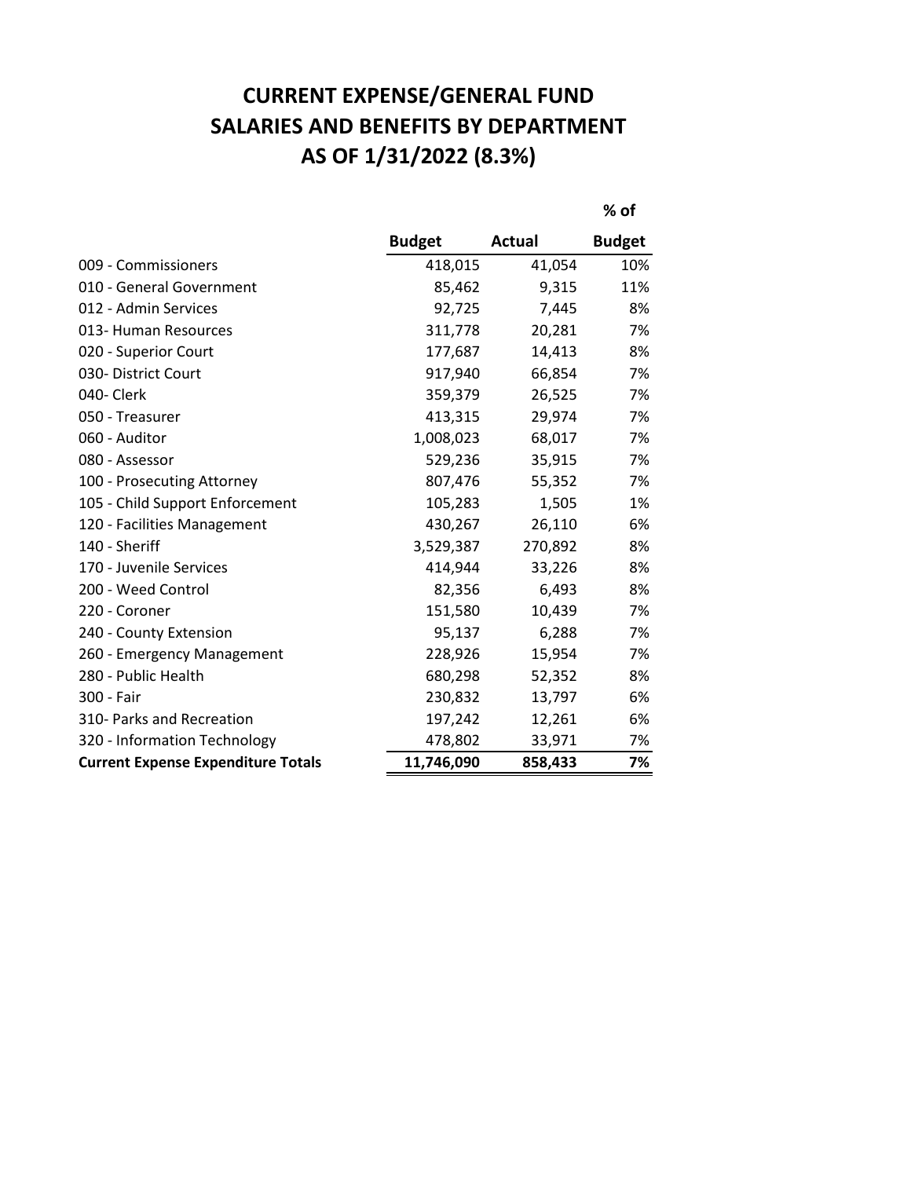# CURRENT EXPENSE/GENERAL FUND
# SALARIES AND BENEFITS BY DEPARTMENT
# AS OF 1/31/2022 (8.3%)

| | Budget | Actual | % of Budget |
|---|---|---|---|
| 009 - Commissioners | 418,015 | 41,054 | 10% |
| 010 - General Government | 85,462 | 9,315 | 11% |
| 012 - Admin Services | 92,725 | 7,445 | 8% |
| 013- Human Resources | 311,778 | 20,281 | 7% |
| 020 - Superior Court | 177,687 | 14,413 | 8% |
| 030- District Court | 917,940 | 66,854 | 7% |
| 040- Clerk | 359,379 | 26,525 | 7% |
| 050 - Treasurer | 413,315 | 29,974 | 7% |
| 060 - Auditor | 1,008,023 | 68,017 | 7% |
| 080 - Assessor | 529,236 | 35,915 | 7% |
| 100 - Prosecuting Attorney | 807,476 | 55,352 | 7% |
| 105 - Child Support Enforcement | 105,283 | 1,505 | 1% |
| 120 - Facilities Management | 430,267 | 26,110 | 6% |
| 140 - Sheriff | 3,529,387 | 270,892 | 8% |
| 170 - Juvenile Services | 414,944 | 33,226 | 8% |
| 200 - Weed Control | 82,356 | 6,493 | 8% |
| 220 - Coroner | 151,580 | 10,439 | 7% |
| 240 - County Extension | 95,137 | 6,288 | 7% |
| 260 - Emergency Management | 228,926 | 15,954 | 7% |
| 280 - Public Health | 680,298 | 52,352 | 8% |
| 300 - Fair | 230,832 | 13,797 | 6% |
| 310- Parks and Recreation | 197,242 | 12,261 | 6% |
| 320 - Information Technology | 478,802 | 33,971 | 7% |
| **Current Expense Expenditure Totals** | **11,746,090** | **858,433** | **7%** |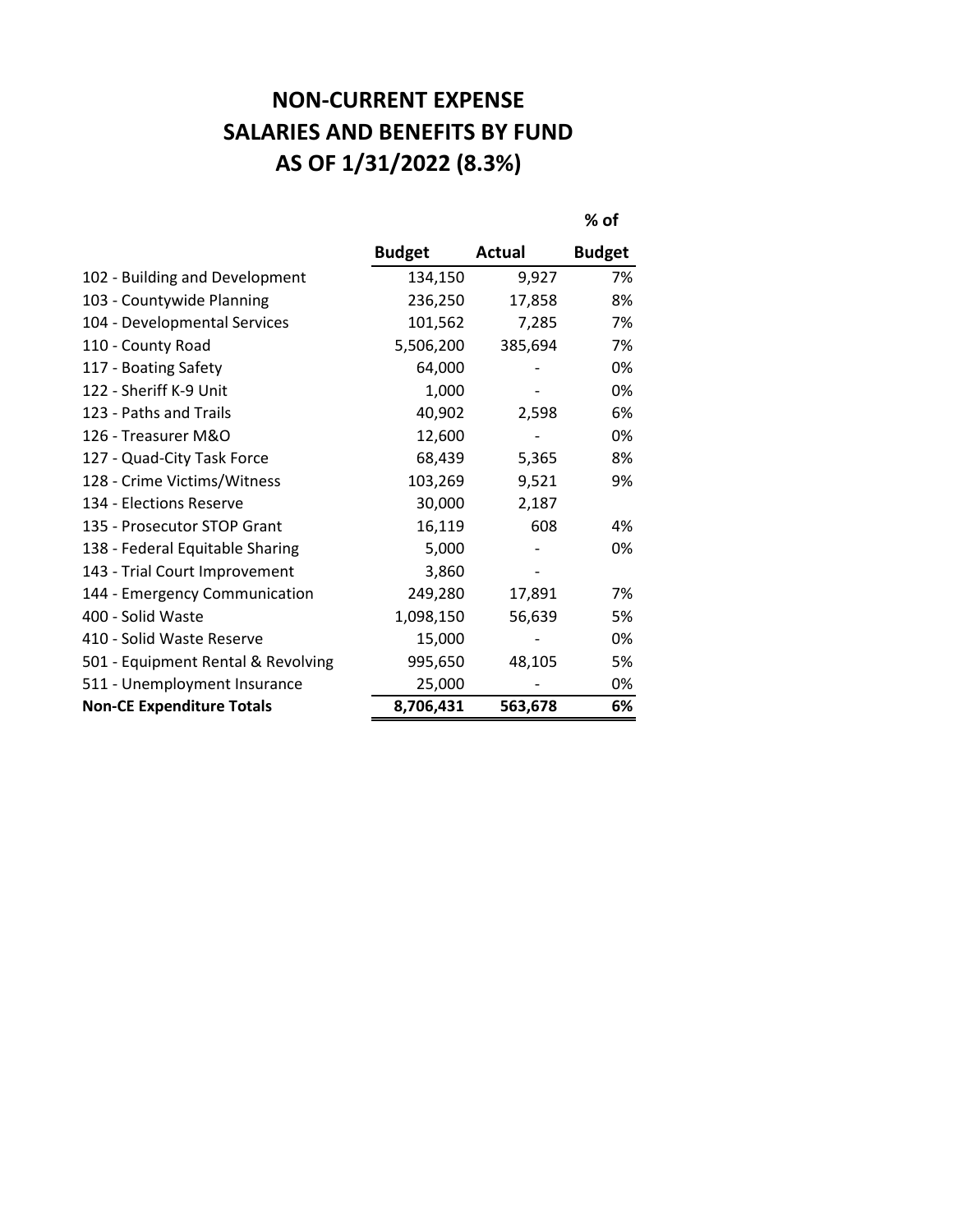# NON-CURRENT EXPENSE
# SALARIES AND BENEFITS BY FUND
# AS OF 1/31/2022 (8.3%)

| | Budget | Actual | % of Budget |
|---|---|---|---|
| 102 - Building and Development | 134,150 | 9,927 | 7% |
| 103 - Countywide Planning | 236,250 | 17,858 | 8% |
| 104 - Developmental Services | 101,562 | 7,285 | 7% |
| 110 - County Road | 5,506,200 | 385,694 | 7% |
| 117 - Boating Safety | 64,000 | - | 0% |
| 122 - Sheriff K-9 Unit | 1,000 | - | 0% |
| 123 - Paths and Trails | 40,902 | 2,598 | 6% |
| 126 - Treasurer M&O | 12,600 | - | 0% |
| 127 - Quad-City Task Force | 68,439 | 5,365 | 8% |
| 128 - Crime Victims/Witness | 103,269 | 9,521 | 9% |
| 134 - Elections Reserve | 30,000 | 2,187 | |
| 135 - Prosecutor STOP Grant | 16,119 | 608 | 4% |
| 138 - Federal Equitable Sharing | 5,000 | - | 0% |
| 143 - Trial Court Improvement | 3,860 | - | |
| 144 - Emergency Communication | 249,280 | 17,891 | 7% |
| 400 - Solid Waste | 1,098,150 | 56,639 | 5% |
| 410 - Solid Waste Reserve | 15,000 | - | 0% |
| 501 - Equipment Rental & Revolving | 995,650 | 48,105 | 5% |
| 511 - Unemployment Insurance | 25,000 | - | 0% |
| **Non-CE Expenditure Totals** | **8,706,431** | **563,678** | **6%** |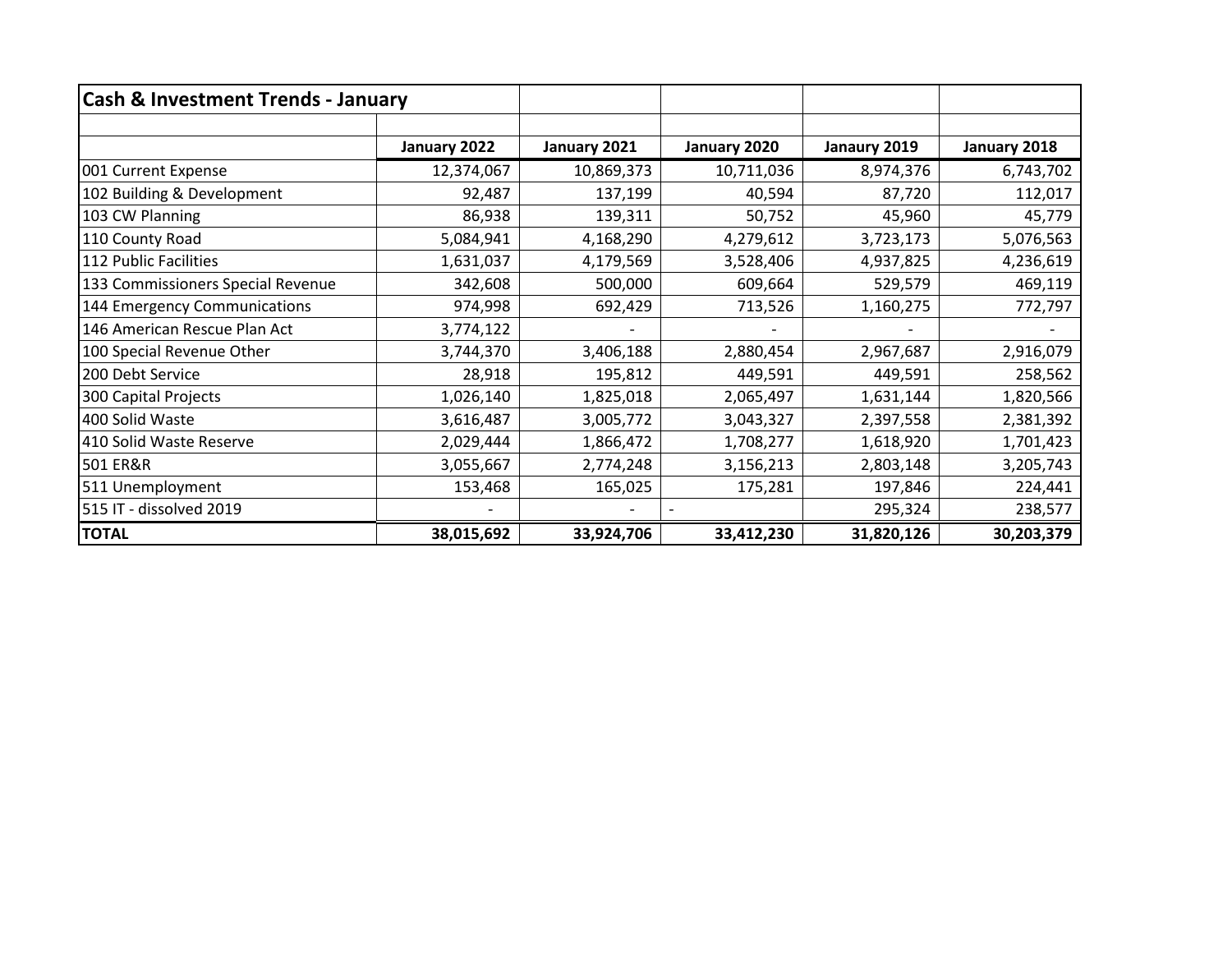| Cash & Investment Trends - January | | | | | |
|---|---|---|---|---|---|
| | January 2022 | January 2021 | January 2020 | Janaury 2019 | January 2018 |
| 001 Current Expense | 12,374,067 | 10,869,373 | 10,711,036 | 8,974,376 | 6,743,702 |
| 102 Building & Development | 92,487 | 137,199 | 40,594 | 87,720 | 112,017 |
| 103 CW Planning | 86,938 | 139,311 | 50,752 | 45,960 | 45,779 |
| 110 County Road | 5,084,941 | 4,168,290 | 4,279,612 | 3,723,173 | 5,076,563 |
| 112 Public Facilities | 1,631,037 | 4,179,569 | 3,528,406 | 4,937,825 | 4,236,619 |
| 133 Commissioners Special Revenue | 342,608 | 500,000 | 609,664 | 529,579 | 469,119 |
| 144 Emergency Communications | 974,998 | 692,429 | 713,526 | 1,160,275 | 772,797 |
| 146 American Rescue Plan Act | 3,774,122 | - | - | - | - |
| 100 Special Revenue Other | 3,744,370 | 3,406,188 | 2,880,454 | 2,967,687 | 2,916,079 |
| 200 Debt Service | 28,918 | 195,812 | 449,591 | 449,591 | 258,562 |
| 300 Capital Projects | 1,026,140 | 1,825,018 | 2,065,497 | 1,631,144 | 1,820,566 |
| 400 Solid Waste | 3,616,487 | 3,005,772 | 3,043,327 | 2,397,558 | 2,381,392 |
| 410 Solid Waste Reserve | 2,029,444 | 1,866,472 | 1,708,277 | 1,618,920 | 1,701,423 |
| 501 ER&R | 3,055,667 | 2,774,248 | 3,156,213 | 2,803,148 | 3,205,743 |
| 511 Unemployment | 153,468 | 165,025 | 175,281 | 197,846 | 224,441 |
| 515 IT - dissolved 2019 | - | - | - | 295,324 | 238,577 |
| **TOTAL** | **38,015,692** | **33,924,706** | **33,412,230** | **31,820,126** | **30,203,379** |